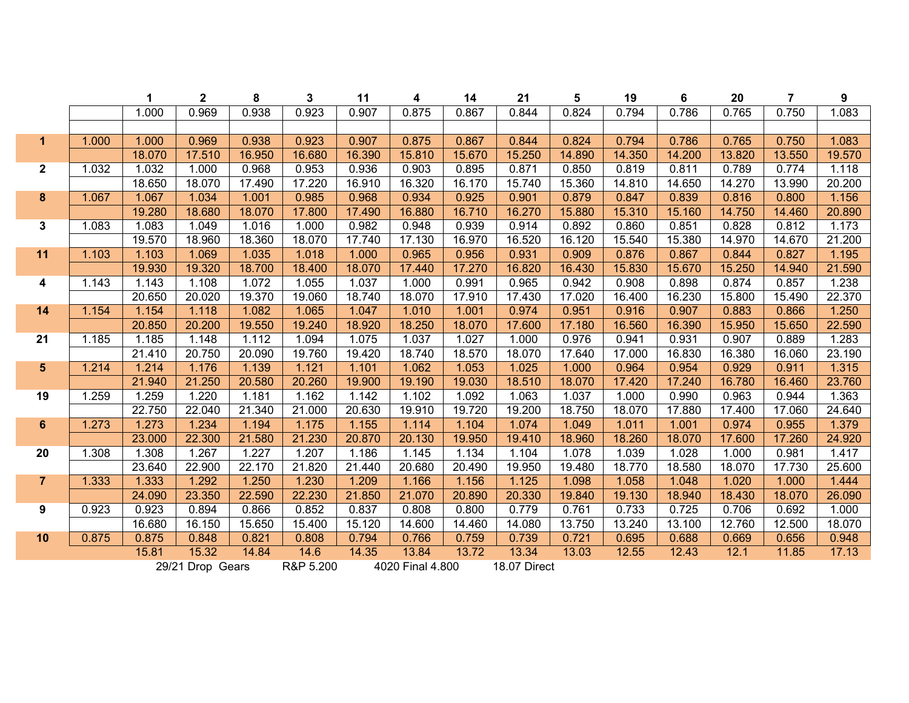| | | 1 | 2 | 8 | 3 | 11 | 4 | 14 | 21 | 5 | 19 | 6 | 20 | 7 | 9 |
|---|---|---|---|---|---|---|---|---|---|---|---|---|---|---|---|
| | | 1.000 | 0.969 | 0.938 | 0.923 | 0.907 | 0.875 | 0.867 | 0.844 | 0.824 | 0.794 | 0.786 | 0.765 | 0.750 | 1.083 |
| | | | | | | | | | | | | | | | |
| **1** | 1.000 | 1.000 | 0.969 | 0.938 | 0.923 | 0.907 | 0.875 | 0.867 | 0.844 | 0.824 | 0.794 | 0.786 | 0.765 | 0.750 | 1.083 |
| | | 18.070 | 17.510 | 16.950 | 16.680 | 16.390 | 15.810 | 15.670 | 15.250 | 14.890 | 14.350 | 14.200 | 13.820 | 13.550 | 19.570 |
| **2** | 1.032 | 1.032 | 1.000 | 0.968 | 0.953 | 0.936 | 0.903 | 0.895 | 0.871 | 0.850 | 0.819 | 0.811 | 0.789 | 0.774 | 1.118 |
| | | 18.650 | 18.070 | 17.490 | 17.220 | 16.910 | 16.320 | 16.170 | 15.740 | 15.360 | 14.810 | 14.650 | 14.270 | 13.990 | 20.200 |
| **8** | 1.067 | 1.067 | 1.034 | 1.001 | 0.985 | 0.968 | 0.934 | 0.925 | 0.901 | 0.879 | 0.847 | 0.839 | 0.816 | 0.800 | 1.156 |
| | | 19.280 | 18.680 | 18.070 | 17.800 | 17.490 | 16.880 | 16.710 | 16.270 | 15.880 | 15.310 | 15.160 | 14.750 | 14.460 | 20.890 |
| **3** | 1.083 | 1.083 | 1.049 | 1.016 | 1.000 | 0.982 | 0.948 | 0.939 | 0.914 | 0.892 | 0.860 | 0.851 | 0.828 | 0.812 | 1.173 |
| | | 19.570 | 18.960 | 18.360 | 18.070 | 17.740 | 17.130 | 16.970 | 16.520 | 16.120 | 15.540 | 15.380 | 14.970 | 14.670 | 21.200 |
| **11** | 1.103 | 1.103 | 1.069 | 1.035 | 1.018 | 1.000 | 0.965 | 0.956 | 0.931 | 0.909 | 0.876 | 0.867 | 0.844 | 0.827 | 1.195 |
| | | 19.930 | 19.320 | 18.700 | 18.400 | 18.070 | 17.440 | 17.270 | 16.820 | 16.430 | 15.830 | 15.670 | 15.250 | 14.940 | 21.590 |
| **4** | 1.143 | 1.143 | 1.108 | 1.072 | 1.055 | 1.037 | 1.000 | 0.991 | 0.965 | 0.942 | 0.908 | 0.898 | 0.874 | 0.857 | 1.238 |
| | | 20.650 | 20.020 | 19.370 | 19.060 | 18.740 | 18.070 | 17.910 | 17.430 | 17.020 | 16.400 | 16.230 | 15.800 | 15.490 | 22.370 |
| **14** | 1.154 | 1.154 | 1.118 | 1.082 | 1.065 | 1.047 | 1.010 | 1.001 | 0.974 | 0.951 | 0.916 | 0.907 | 0.883 | 0.866 | 1.250 |
| | | 20.850 | 20.200 | 19.550 | 19.240 | 18.920 | 18.250 | 18.070 | 17.600 | 17.180 | 16.560 | 16.390 | 15.950 | 15.650 | 22.590 |
| **21** | 1.185 | 1.185 | 1.148 | 1.112 | 1.094 | 1.075 | 1.037 | 1.027 | 1.000 | 0.976 | 0.941 | 0.931 | 0.907 | 0.889 | 1.283 |
| | | 21.410 | 20.750 | 20.090 | 19.760 | 19.420 | 18.740 | 18.570 | 18.070 | 17.640 | 17.000 | 16.830 | 16.380 | 16.060 | 23.190 |
| **5** | 1.214 | 1.214 | 1.176 | 1.139 | 1.121 | 1.101 | 1.062 | 1.053 | 1.025 | 1.000 | 0.964 | 0.954 | 0.929 | 0.911 | 1.315 |
| | | 21.940 | 21.250 | 20.580 | 20.260 | 19.900 | 19.190 | 19.030 | 18.510 | 18.070 | 17.420 | 17.240 | 16.780 | 16.460 | 23.760 |
| **19** | 1.259 | 1.259 | 1.220 | 1.181 | 1.162 | 1.142 | 1.102 | 1.092 | 1.063 | 1.037 | 1.000 | 0.990 | 0.963 | 0.944 | 1.363 |
| | | 22.750 | 22.040 | 21.340 | 21.000 | 20.630 | 19.910 | 19.720 | 19.200 | 18.750 | 18.070 | 17.880 | 17.400 | 17.060 | 24.640 |
| **6** | 1.273 | 1.273 | 1.234 | 1.194 | 1.175 | 1.155 | 1.114 | 1.104 | 1.074 | 1.049 | 1.011 | 1.001 | 0.974 | 0.955 | 1.379 |
| | | 23.000 | 22.300 | 21.580 | 21.230 | 20.870 | 20.130 | 19.950 | 19.410 | 18.960 | 18.260 | 18.070 | 17.600 | 17.260 | 24.920 |
| **20** | 1.308 | 1.308 | 1.267 | 1.227 | 1.207 | 1.186 | 1.145 | 1.134 | 1.104 | 1.078 | 1.039 | 1.028 | 1.000 | 0.981 | 1.417 |
| | | 23.640 | 22.900 | 22.170 | 21.820 | 21.440 | 20.680 | 20.490 | 19.950 | 19.480 | 18.770 | 18.580 | 18.070 | 17.730 | 25.600 |
| **7** | 1.333 | 1.333 | 1.292 | 1.250 | 1.230 | 1.209 | 1.166 | 1.156 | 1.125 | 1.098 | 1.058 | 1.048 | 1.020 | 1.000 | 1.444 |
| | | 24.090 | 23.350 | 22.590 | 22.230 | 21.850 | 21.070 | 20.890 | 20.330 | 19.840 | 19.130 | 18.940 | 18.430 | 18.070 | 26.090 |
| **9** | 0.923 | 0.923 | 0.894 | 0.866 | 0.852 | 0.837 | 0.808 | 0.800 | 0.779 | 0.761 | 0.733 | 0.725 | 0.706 | 0.692 | 1.000 |
| | | 16.680 | 16.150 | 15.650 | 15.400 | 15.120 | 14.600 | 14.460 | 14.080 | 13.750 | 13.240 | 13.100 | 12.760 | 12.500 | 18.070 |
| **10** | 0.875 | 0.875 | 0.848 | 0.821 | 0.808 | 0.794 | 0.766 | 0.759 | 0.739 | 0.721 | 0.695 | 0.688 | 0.669 | 0.656 | 0.948 |
| | | 15.81 | 15.32 | 14.84 | 14.6 | 14.35 | 13.84 | 13.72 | 13.34 | 13.03 | 12.55 | 12.43 | 12.1 | 11.85 | 17.13 |

29/21 Drop Gears    R&P 5.200    4020 Final 4.800    18.07 Direct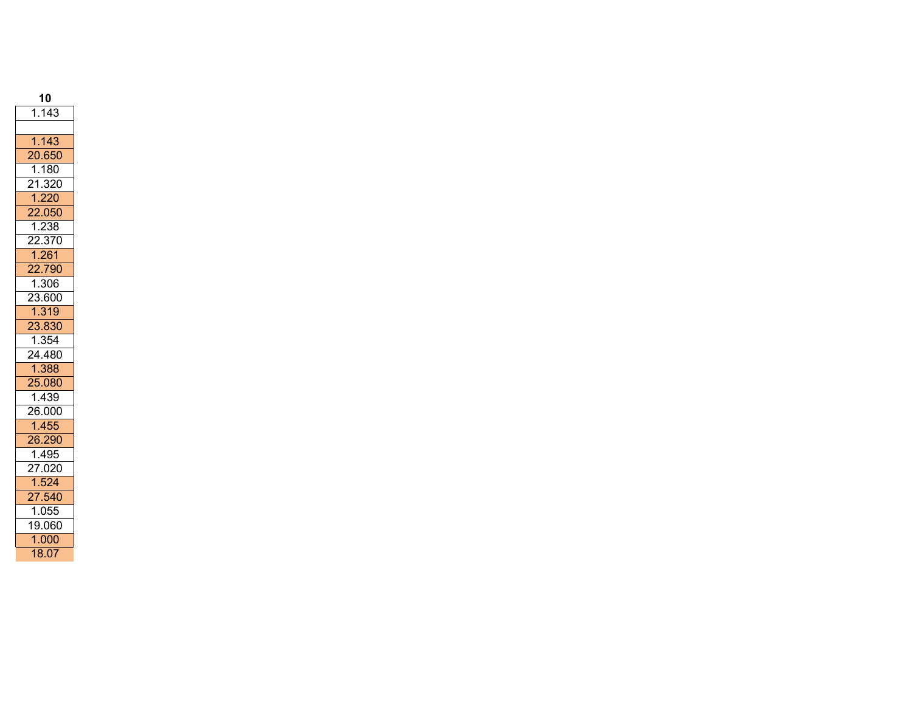| 10 |
|---|
| 1.143 |
| |
| 1.143 |
| 20.650 |
| 1.180 |
| 21.320 |
| 1.220 |
| 22.050 |
| 1.238 |
| 22.370 |
| 1.261 |
| 22.790 |
| 1.306 |
| 23.600 |
| 1.319 |
| 23.830 |
| 1.354 |
| 24.480 |
| 1.388 |
| 25.080 |
| 1.439 |
| 26.000 |
| 1.455 |
| 26.290 |
| 1.495 |
| 27.020 |
| 1.524 |
| 27.540 |
| 1.055 |
| 19.060 |
| 1.000 |
| 18.07 |